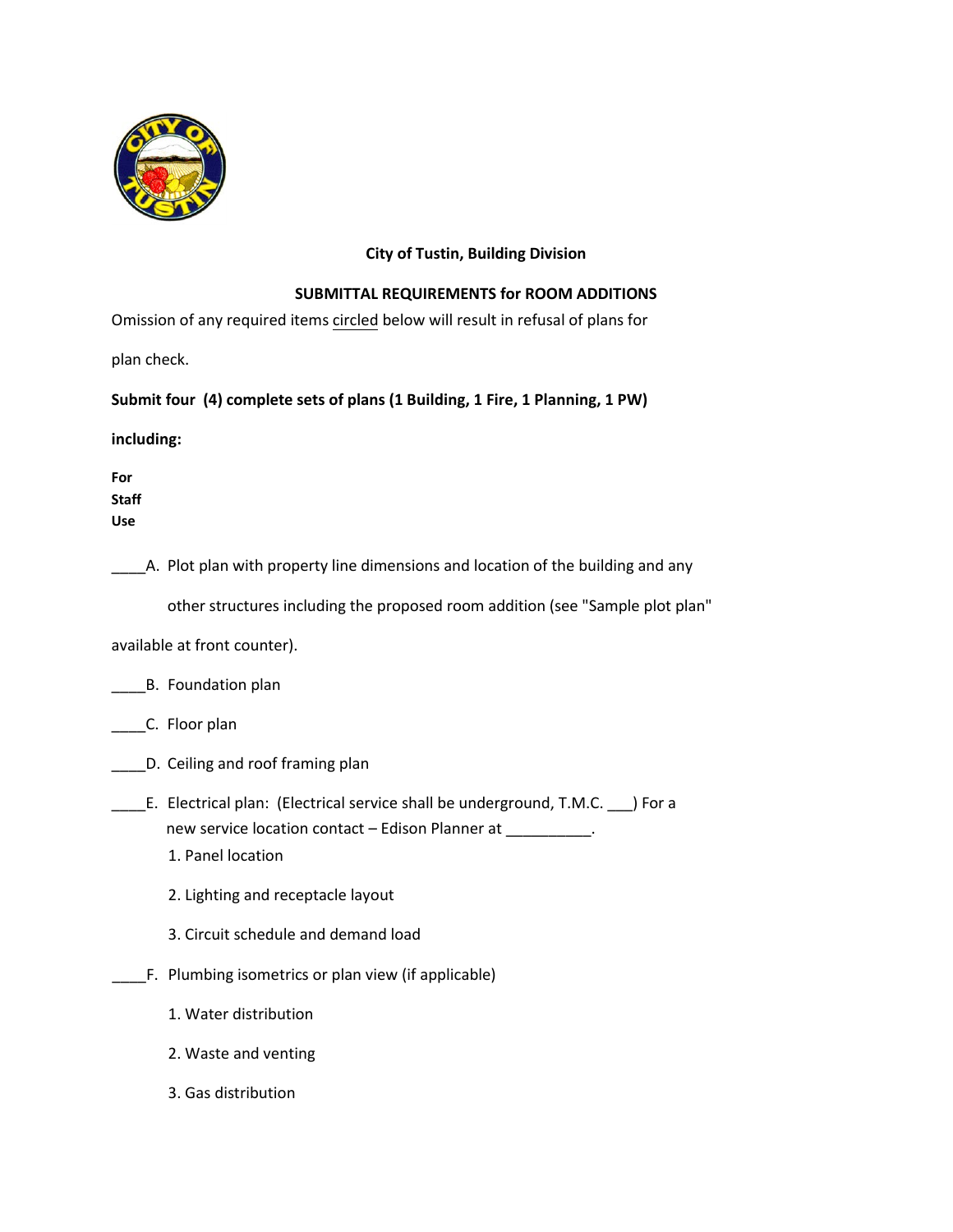**City of Tustin, Building Division**

**SUBMITTAL REQUIREMENTS for ROOM ADDITIONS**

Omission of any required items circled below will result in refusal of plans for plan check.

**Submit four (4) complete sets of plans (1 Building, 1 Fire, 1 Planning, 1 PW) including:**

**For Staff Use**

____A. Plot plan with property line dimensions and location of the building and any other structures including the proposed room addition (see "Sample plot plan" available at front counter).

____B. Foundation plan

____C. Floor plan

____D. Ceiling and roof framing plan

____E. Electrical plan: (Electrical service shall be underground, T.M.C. ___) For a new service location contact – Edison Planner at __________.

1. Panel location
2. Lighting and receptacle layout
3. Circuit schedule and demand load

____F. Plumbing isometrics or plan view (if applicable)

1. Water distribution
2. Waste and venting
3. Gas distribution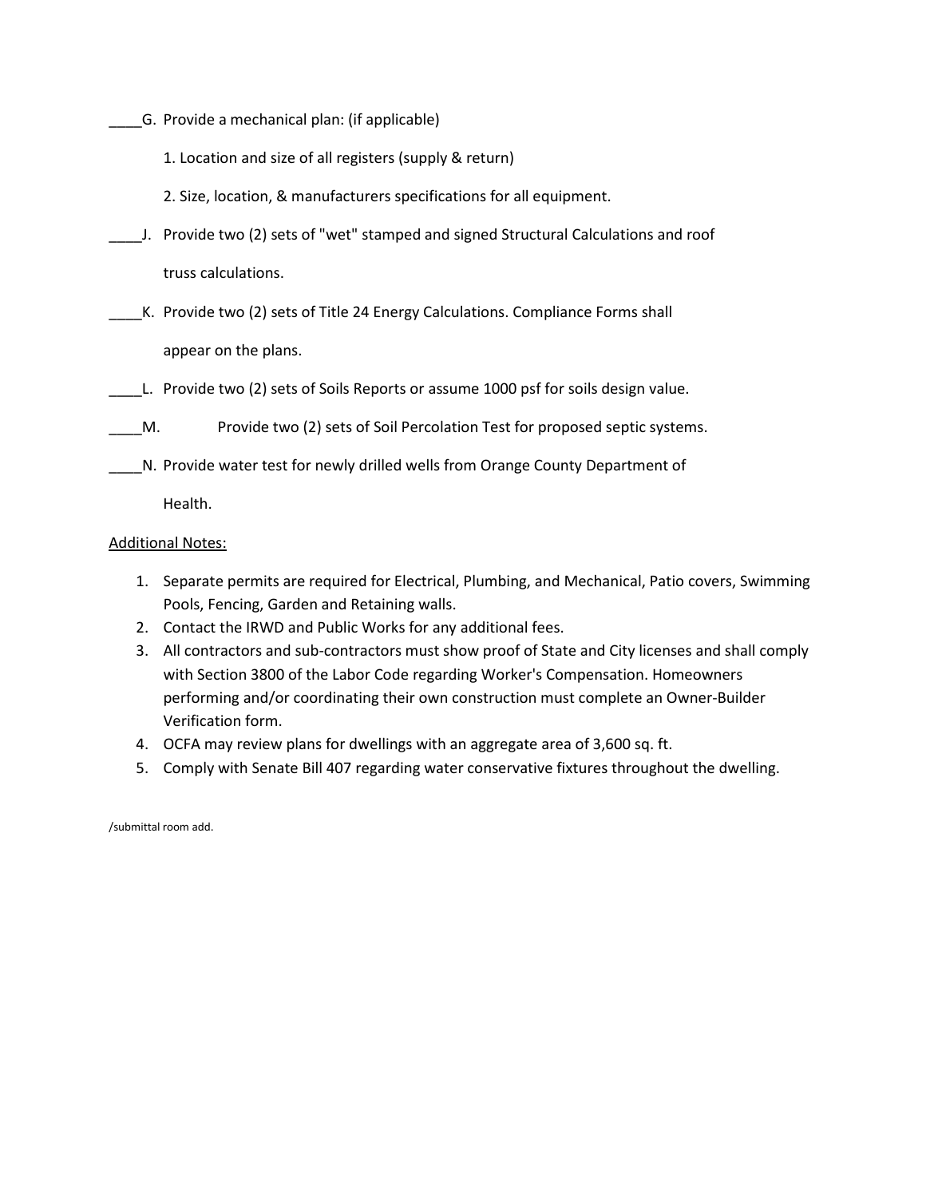____G. Provide a mechanical plan: (if applicable)

1. Location and size of all registers (supply & return)

2. Size, location, & manufacturers specifications for all equipment.

____J. Provide two (2) sets of "wet" stamped and signed Structural Calculations and roof truss calculations.

____K. Provide two (2) sets of Title 24 Energy Calculations. Compliance Forms shall appear on the plans.

____L. Provide two (2) sets of Soils Reports or assume 1000 psf for soils design value.

____M. Provide two (2) sets of Soil Percolation Test for proposed septic systems.

____N. Provide water test for newly drilled wells from Orange County Department of Health.

<u>Additional Notes:</u>

1. Separate permits are required for Electrical, Plumbing, and Mechanical, Patio covers, Swimming Pools, Fencing, Garden and Retaining walls.
2. Contact the IRWD and Public Works for any additional fees.
3. All contractors and sub-contractors must show proof of State and City licenses and shall comply with Section 3800 of the Labor Code regarding Worker's Compensation. Homeowners performing and/or coordinating their own construction must complete an Owner-Builder Verification form.
4. OCFA may review plans for dwellings with an aggregate area of 3,600 sq. ft.
5. Comply with Senate Bill 407 regarding water conservative fixtures throughout the dwelling.

/submittal room add.